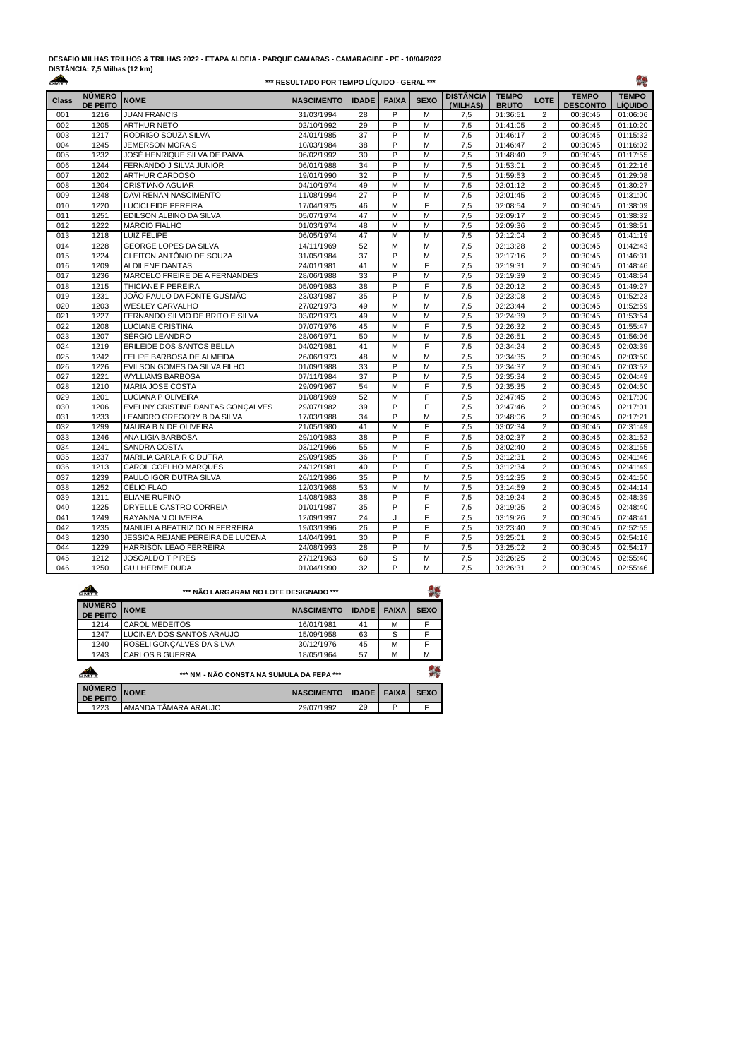**DESAFIO MILHAS TRILHOS & TRILHAS 2022 - ETAPA ALDEIA - PARQUE CAMARAS - CAMARAGIBE - PE - 10/04/2022**
**DISTÂNCIA: 7,5 Milhas (12 km)**

**\*\*\* RESULTADO POR TEMPO LÍQUIDO - GERAL \*\*\***

| Class | NÚMERO DE PEITO | NOME | NASCIMENTO | IDADE | FAIXA | SEXO | DISTÂNCIA (MILHAS) | TEMPO BRUTO | LOTE | TEMPO DESCONTO | TEMPO LÍQUIDO |
|---|---|---|---|---|---|---|---|---|---|---|---|
| 001 | 1216 | JUAN FRANCIS | 31/03/1994 | 28 | P | M | 7,5 | 01:36:51 | 2 | 00:30:45 | 01:06:06 |
| 002 | 1205 | ARTHUR NETO | 02/10/1992 | 29 | P | M | 7,5 | 01:41:05 | 2 | 00:30:45 | 01:10:20 |
| 003 | 1217 | RODRIGO SOUZA SILVA | 24/01/1985 | 37 | P | M | 7,5 | 01:46:17 | 2 | 00:30:45 | 01:15:32 |
| 004 | 1245 | JEMERSON MORAIS | 10/03/1984 | 38 | P | M | 7,5 | 01:46:47 | 2 | 00:30:45 | 01:16:02 |
| 005 | 1232 | JOSÉ HENRIQUE SILVA DE PAIVA | 06/02/1992 | 30 | P | M | 7,5 | 01:48:40 | 2 | 00:30:45 | 01:17:55 |
| 006 | 1244 | FERNANDO J SILVA JUNIOR | 06/01/1988 | 34 | P | M | 7,5 | 01:53:01 | 2 | 00:30:45 | 01:22:16 |
| 007 | 1202 | ARTHUR CARDOSO | 19/01/1990 | 32 | P | M | 7,5 | 01:59:53 | 2 | 00:30:45 | 01:29:08 |
| 008 | 1204 | CRISTIANO AGUIAR | 04/10/1974 | 49 | M | M | 7,5 | 02:01:12 | 2 | 00:30:45 | 01:30:27 |
| 009 | 1248 | DAVI RENAN NASCIMENTO | 11/08/1994 | 27 | P | M | 7,5 | 02:01:45 | 2 | 00:30:45 | 01:31:00 |
| 010 | 1220 | LUCICLEIDE PEREIRA | 17/04/1975 | 46 | M | F | 7,5 | 02:08:54 | 2 | 00:30:45 | 01:38:09 |
| 011 | 1251 | EDILSON ALBINO DA SILVA | 05/07/1974 | 47 | M | M | 7,5 | 02:09:17 | 2 | 00:30:45 | 01:38:32 |
| 012 | 1222 | MARCIO FIALHO | 01/03/1974 | 48 | M | M | 7,5 | 02:09:36 | 2 | 00:30:45 | 01:38:51 |
| 013 | 1218 | LUIZ FELIPE | 06/05/1974 | 47 | M | M | 7,5 | 02:12:04 | 2 | 00:30:45 | 01:41:19 |
| 014 | 1228 | GEORGE LOPES DA SILVA | 14/11/1969 | 52 | M | M | 7,5 | 02:13:28 | 2 | 00:30:45 | 01:42:43 |
| 015 | 1224 | CLEITON ANTÔNIO DE SOUZA | 31/05/1984 | 37 | P | M | 7,5 | 02:17:16 | 2 | 00:30:45 | 01:46:31 |
| 016 | 1209 | ALDILENE DANTAS | 24/01/1981 | 41 | M | F | 7,5 | 02:19:31 | 2 | 00:30:45 | 01:48:46 |
| 017 | 1236 | MARCELO FREIRE DE A FERNANDES | 28/06/1988 | 33 | P | M | 7,5 | 02:19:39 | 2 | 00:30:45 | 01:48:54 |
| 018 | 1215 | THICIANE F PEREIRA | 05/09/1983 | 38 | P | F | 7,5 | 02:20:12 | 2 | 00:30:45 | 01:49:27 |
| 019 | 1231 | JOÃO PAULO DA FONTE GUSMÃO | 23/03/1987 | 35 | P | M | 7,5 | 02:23:08 | 2 | 00:30:45 | 01:52:23 |
| 020 | 1203 | WESLEY CARVALHO | 27/02/1973 | 49 | M | M | 7,5 | 02:23:44 | 2 | 00:30:45 | 01:52:59 |
| 021 | 1227 | FERNANDO SILVIO DE BRITO E SILVA | 03/02/1973 | 49 | M | M | 7,5 | 02:24:39 | 2 | 00:30:45 | 01:53:54 |
| 022 | 1208 | LUCIANE CRISTINA | 07/07/1976 | 45 | M | F | 7,5 | 02:26:32 | 2 | 00:30:45 | 01:55:47 |
| 023 | 1207 | SÉRGIO LEANDRO | 28/06/1971 | 50 | M | M | 7,5 | 02:26:51 | 2 | 00:30:45 | 01:56:06 |
| 024 | 1219 | ERILEIDE DOS SANTOS BELLA | 04/02/1981 | 41 | M | F | 7,5 | 02:34:24 | 2 | 00:30:45 | 02:03:39 |
| 025 | 1242 | FELIPE BARBOSA DE ALMEIDA | 26/06/1973 | 48 | M | M | 7,5 | 02:34:35 | 2 | 00:30:45 | 02:03:50 |
| 026 | 1226 | EVILSON GOMES DA SILVA FILHO | 01/09/1988 | 33 | P | M | 7,5 | 02:34:37 | 2 | 00:30:45 | 02:03:52 |
| 027 | 1221 | WYLLIAMS BARBOSA | 07/11/1984 | 37 | P | M | 7,5 | 02:35:34 | 2 | 00:30:45 | 02:04:49 |
| 028 | 1210 | MARIA JOSE COSTA | 29/09/1967 | 54 | M | F | 7,5 | 02:35:35 | 2 | 00:30:45 | 02:04:50 |
| 029 | 1201 | LUCIANA P OLIVEIRA | 01/08/1969 | 52 | M | F | 7,5 | 02:47:45 | 2 | 00:30:45 | 02:17:00 |
| 030 | 1206 | EVELINY CRISTINE DANTAS GONÇALVES | 29/07/1982 | 39 | P | F | 7,5 | 02:47:46 | 2 | 00:30:45 | 02:17:01 |
| 031 | 1233 | LEANDRO GREGORY B DA SILVA | 17/03/1988 | 34 | P | M | 7,5 | 02:48:06 | 2 | 00:30:45 | 02:17:21 |
| 032 | 1299 | MAURA B N DE OLIVEIRA | 21/05/1980 | 41 | M | F | 7,5 | 03:02:34 | 2 | 00:30:45 | 02:31:49 |
| 033 | 1246 | ANA LIGIA BARBOSA | 29/10/1983 | 38 | P | F | 7,5 | 03:02:37 | 2 | 00:30:45 | 02:31:52 |
| 034 | 1241 | SANDRA COSTA | 03/12/1966 | 55 | M | F | 7,5 | 03:02:40 | 2 | 00:30:45 | 02:31:55 |
| 035 | 1237 | MARILIA CARLA R C DUTRA | 29/09/1985 | 36 | P | F | 7,5 | 03:12:31 | 2 | 00:30:45 | 02:41:46 |
| 036 | 1213 | CAROL COELHO MARQUES | 24/12/1981 | 40 | P | F | 7,5 | 03:12:34 | 2 | 00:30:45 | 02:41:49 |
| 037 | 1239 | PAULO IGOR DUTRA SILVA | 26/12/1986 | 35 | P | M | 7,5 | 03:12:35 | 2 | 00:30:45 | 02:41:50 |
| 038 | 1252 | CÉLIO FLAO | 12/03/1968 | 53 | M | M | 7,5 | 03:14:59 | 2 | 00:30:45 | 02:44:14 |
| 039 | 1211 | ELIANE RUFINO | 14/08/1983 | 38 | P | F | 7,5 | 03:19:24 | 2 | 00:30:45 | 02:48:39 |
| 040 | 1225 | DRYELLE CASTRO CORREIA | 01/01/1987 | 35 | P | F | 7,5 | 03:19:25 | 2 | 00:30:45 | 02:48:40 |
| 041 | 1249 | RAYANNA N OLIVEIRA | 12/09/1997 | 24 | J | F | 7,5 | 03:19:26 | 2 | 00:30:45 | 02:48:41 |
| 042 | 1235 | MANUELA BEATRIZ DO N FERREIRA | 19/03/1996 | 26 | P | F | 7,5 | 03:23:40 | 2 | 00:30:45 | 02:52:55 |
| 043 | 1230 | JESSICA REJANE PEREIRA DE LUCENA | 14/04/1991 | 30 | P | F | 7,5 | 03:25:01 | 2 | 00:30:45 | 02:54:16 |
| 044 | 1229 | HARRISON LEÃO FERREIRA | 24/08/1993 | 28 | P | M | 7,5 | 03:25:02 | 2 | 00:30:45 | 02:54:17 |
| 045 | 1212 | JOSOALDO T PIRES | 27/12/1963 | 60 | S | M | 7,5 | 03:26:25 | 2 | 00:30:45 | 02:55:40 |
| 046 | 1250 | GUILHERME DUDA | 01/04/1990 | 32 | P | M | 7,5 | 03:26:31 | 2 | 00:30:45 | 02:55:46 |

**\*\*\* NÃO LARGARAM NO LOTE DESIGNADO \*\*\***

| NÚMERO DE PEITO | NOME | NASCIMENTO | IDADE | FAIXA | SEXO |
|---|---|---|---|---|---|
| 1214 | CAROL MEDEITOS | 16/01/1981 | 41 | M | F |
| 1247 | LUCINEA DOS SANTOS ARAUJO | 15/09/1958 | 63 | S | F |
| 1240 | ROSELI GONÇALVES DA SILVA | 30/12/1976 | 45 | M | F |
| 1243 | CARLOS B GUERRA | 18/05/1964 | 57 | M | M |

**\*\*\* NM - NÃO CONSTA NA SUMULA DA FEPA \*\*\***

| NÚMERO DE PEITO | NOME | NASCIMENTO | IDADE | FAIXA | SEXO |
|---|---|---|---|---|---|
| 1223 | AMANDA TÂMARA ARAUJO | 29/07/1992 | 29 | P | F |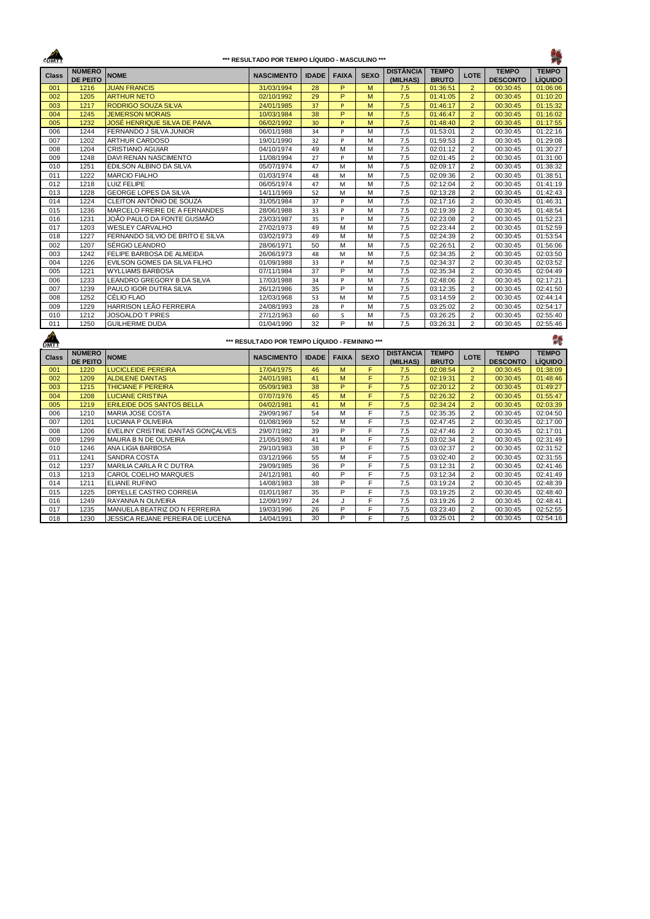### *** RESULTADO POR TEMPO LÍQUIDO - MASCULINO ***

| Class | NÚMERO DE PEITO | NOME | NASCIMENTO | IDADE | FAIXA | SEXO | DISTÂNCIA (MILHAS) | TEMPO BRUTO | LOTE | TEMPO DESCONTO | TEMPO LÍQUIDO |
|---|---|---|---|---|---|---|---|---|---|---|---|
| 001 | 1216 | JUAN FRANCIS | 31/03/1994 | 28 | P | M | 7,5 | 01:36:51 | 2 | 00:30:45 | 01:06:06 |
| 002 | 1205 | ARTHUR NETO | 02/10/1992 | 29 | P | M | 7,5 | 01:41:05 | 2 | 00:30:45 | 01:10:20 |
| 003 | 1217 | RODRIGO SOUZA SILVA | 24/01/1985 | 37 | P | M | 7,5 | 01:46:17 | 2 | 00:30:45 | 01:15:32 |
| 004 | 1245 | JEMERSON MORAIS | 10/03/1984 | 38 | P | M | 7,5 | 01:46:47 | 2 | 00:30:45 | 01:16:02 |
| 005 | 1232 | JOSÉ HENRIQUE SILVA DE PAIVA | 06/02/1992 | 30 | P | M | 7,5 | 01:48:40 | 2 | 00:30:45 | 01:17:55 |
| 006 | 1244 | FERNANDO J SILVA JUNIOR | 06/01/1988 | 34 | P | M | 7,5 | 01:53:01 | 2 | 00:30:45 | 01:22:16 |
| 007 | 1202 | ARTHUR CARDOSO | 19/01/1990 | 32 | P | M | 7,5 | 01:59:53 | 2 | 00:30:45 | 01:29:08 |
| 008 | 1204 | CRISTIANO AGUIAR | 04/10/1974 | 49 | M | M | 7,5 | 02:01:12 | 2 | 00:30:45 | 01:30:27 |
| 009 | 1248 | DAVI RENAN NASCIMENTO | 11/08/1994 | 27 | P | M | 7,5 | 02:01:45 | 2 | 00:30:45 | 01:31:00 |
| 010 | 1251 | EDILSON ALBINO DA SILVA | 05/07/1974 | 47 | M | M | 7,5 | 02:09:17 | 2 | 00:30:45 | 01:38:32 |
| 011 | 1222 | MARCIO FIALHO | 01/03/1974 | 48 | M | M | 7,5 | 02:09:36 | 2 | 00:30:45 | 01:38:51 |
| 012 | 1218 | LUIZ FELIPE | 06/05/1974 | 47 | M | M | 7,5 | 02:12:04 | 2 | 00:30:45 | 01:41:19 |
| 013 | 1228 | GEORGE LOPES DA SILVA | 14/11/1969 | 52 | M | M | 7,5 | 02:13:28 | 2 | 00:30:45 | 01:42:43 |
| 014 | 1224 | CLEITON ANTÔNIO DE SOUZA | 31/05/1984 | 37 | P | M | 7,5 | 02:17:16 | 2 | 00:30:45 | 01:46:31 |
| 015 | 1236 | MARCELO FREIRE DE A FERNANDES | 28/06/1988 | 33 | P | M | 7,5 | 02:19:39 | 2 | 00:30:45 | 01:48:54 |
| 016 | 1231 | JOÃO PAULO DA FONTE GUSMÃO | 23/03/1987 | 35 | P | M | 7,5 | 02:23:08 | 2 | 00:30:45 | 01:52:23 |
| 017 | 1203 | WESLEY CARVALHO | 27/02/1973 | 49 | M | M | 7,5 | 02:23:44 | 2 | 00:30:45 | 01:52:59 |
| 018 | 1227 | FERNANDO SILVIO DE BRITO E SILVA | 03/02/1973 | 49 | M | M | 7,5 | 02:24:39 | 2 | 00:30:45 | 01:53:54 |
| 002 | 1207 | SÉRGIO LEANDRO | 28/06/1971 | 50 | M | M | 7,5 | 02:26:51 | 2 | 00:30:45 | 01:56:06 |
| 003 | 1242 | FELIPE BARBOSA DE ALMEIDA | 26/06/1973 | 48 | M | M | 7,5 | 02:34:35 | 2 | 00:30:45 | 02:03:50 |
| 004 | 1226 | EVILSON GOMES DA SILVA FILHO | 01/09/1988 | 33 | P | M | 7,5 | 02:34:37 | 2 | 00:30:45 | 02:03:52 |
| 005 | 1221 | WYLLIAMS BARBOSA | 07/11/1984 | 37 | P | M | 7,5 | 02:35:34 | 2 | 00:30:45 | 02:04:49 |
| 006 | 1233 | LEANDRO GREGORY B DA SILVA | 17/03/1988 | 34 | P | M | 7,5 | 02:48:06 | 2 | 00:30:45 | 02:17:21 |
| 007 | 1239 | PAULO IGOR DUTRA SILVA | 26/12/1986 | 35 | P | M | 7,5 | 03:12:35 | 2 | 00:30:45 | 02:41:50 |
| 008 | 1252 | CÉLIO FLAO | 12/03/1968 | 53 | M | M | 7,5 | 03:14:59 | 2 | 00:30:45 | 02:44:14 |
| 009 | 1229 | HARRISON LEÃO FERREIRA | 24/08/1993 | 28 | P | M | 7,5 | 03:25:02 | 2 | 00:30:45 | 02:54:17 |
| 010 | 1212 | JOSOALDO T PIRES | 27/12/1963 | 60 | S | M | 7,5 | 03:26:25 | 2 | 00:30:45 | 02:55:40 |
| 011 | 1250 | GUILHERME DUDA | 01/04/1990 | 32 | P | M | 7,5 | 03:26:31 | 2 | 00:30:45 | 02:55:46 |

### *** RESULTADO POR TEMPO LÍQUIDO - FEMININO ***

| Class | NÚMERO DE PEITO | NOME | NASCIMENTO | IDADE | FAIXA | SEXO | DISTÂNCIA (MILHAS) | TEMPO BRUTO | LOTE | TEMPO DESCONTO | TEMPO LÍQUIDO |
|---|---|---|---|---|---|---|---|---|---|---|---|
| 001 | 1220 | LUCICLEIDE PEREIRA | 17/04/1975 | 46 | M | F | 7,5 | 02:08:54 | 2 | 00:30:45 | 01:38:09 |
| 002 | 1209 | ALDILENE DANTAS | 24/01/1981 | 41 | M | F | 7,5 | 02:19:31 | 2 | 00:30:45 | 01:48:46 |
| 003 | 1215 | THICIANE F PEREIRA | 05/09/1983 | 38 | P | F | 7,5 | 02:20:12 | 2 | 00:30:45 | 01:49:27 |
| 004 | 1208 | LUCIANE CRISTINA | 07/07/1976 | 45 | M | F | 7,5 | 02:26:32 | 2 | 00:30:45 | 01:55:47 |
| 005 | 1219 | ERILEIDE DOS SANTOS BELLA | 04/02/1981 | 41 | M | F | 7,5 | 02:34:24 | 2 | 00:30:45 | 02:03:39 |
| 006 | 1210 | MARIA JOSE COSTA | 29/09/1967 | 54 | M | F | 7,5 | 02:35:35 | 2 | 00:30:45 | 02:04:50 |
| 007 | 1201 | LUCIANA P OLIVEIRA | 01/08/1969 | 52 | M | F | 7,5 | 02:47:45 | 2 | 00:30:45 | 02:17:00 |
| 008 | 1206 | EVELINY CRISTINE DANTAS GONÇALVES | 29/07/1982 | 39 | P | F | 7,5 | 02:47:46 | 2 | 00:30:45 | 02:17:01 |
| 009 | 1299 | MAURA B N DE OLIVEIRA | 21/05/1980 | 41 | M | F | 7,5 | 03:02:34 | 2 | 00:30:45 | 02:31:49 |
| 010 | 1246 | ANA LIGIA BARBOSA | 29/10/1983 | 38 | P | F | 7,5 | 03:02:37 | 2 | 00:30:45 | 02:31:52 |
| 011 | 1241 | SANDRA COSTA | 03/12/1966 | 55 | M | F | 7,5 | 03:02:40 | 2 | 00:30:45 | 02:31:55 |
| 012 | 1237 | MARILIA CARLA R C DUTRA | 29/09/1985 | 36 | P | F | 7,5 | 03:12:31 | 2 | 00:30:45 | 02:41:46 |
| 013 | 1213 | CAROL COELHO MARQUES | 24/12/1981 | 40 | P | F | 7,5 | 03:12:34 | 2 | 00:30:45 | 02:41:49 |
| 014 | 1211 | ELIANE RUFINO | 14/08/1983 | 38 | P | F | 7,5 | 03:19:24 | 2 | 00:30:45 | 02:48:39 |
| 015 | 1225 | DRYELLE CASTRO CORREIA | 01/01/1987 | 35 | P | F | 7,5 | 03:19:25 | 2 | 00:30:45 | 02:48:40 |
| 016 | 1249 | RAYANNA N OLIVEIRA | 12/09/1997 | 24 | J | F | 7,5 | 03:19:26 | 2 | 00:30:45 | 02:48:41 |
| 017 | 1235 | MANUELA BEATRIZ DO N FERREIRA | 19/03/1996 | 26 | P | F | 7,5 | 03:23:40 | 2 | 00:30:45 | 02:52:55 |
| 018 | 1230 | JESSICA REJANE PEREIRA DE LUCENA | 14/04/1991 | 30 | P | F | 7,5 | 03:25:01 | 2 | 00:30:45 | 02:54:16 |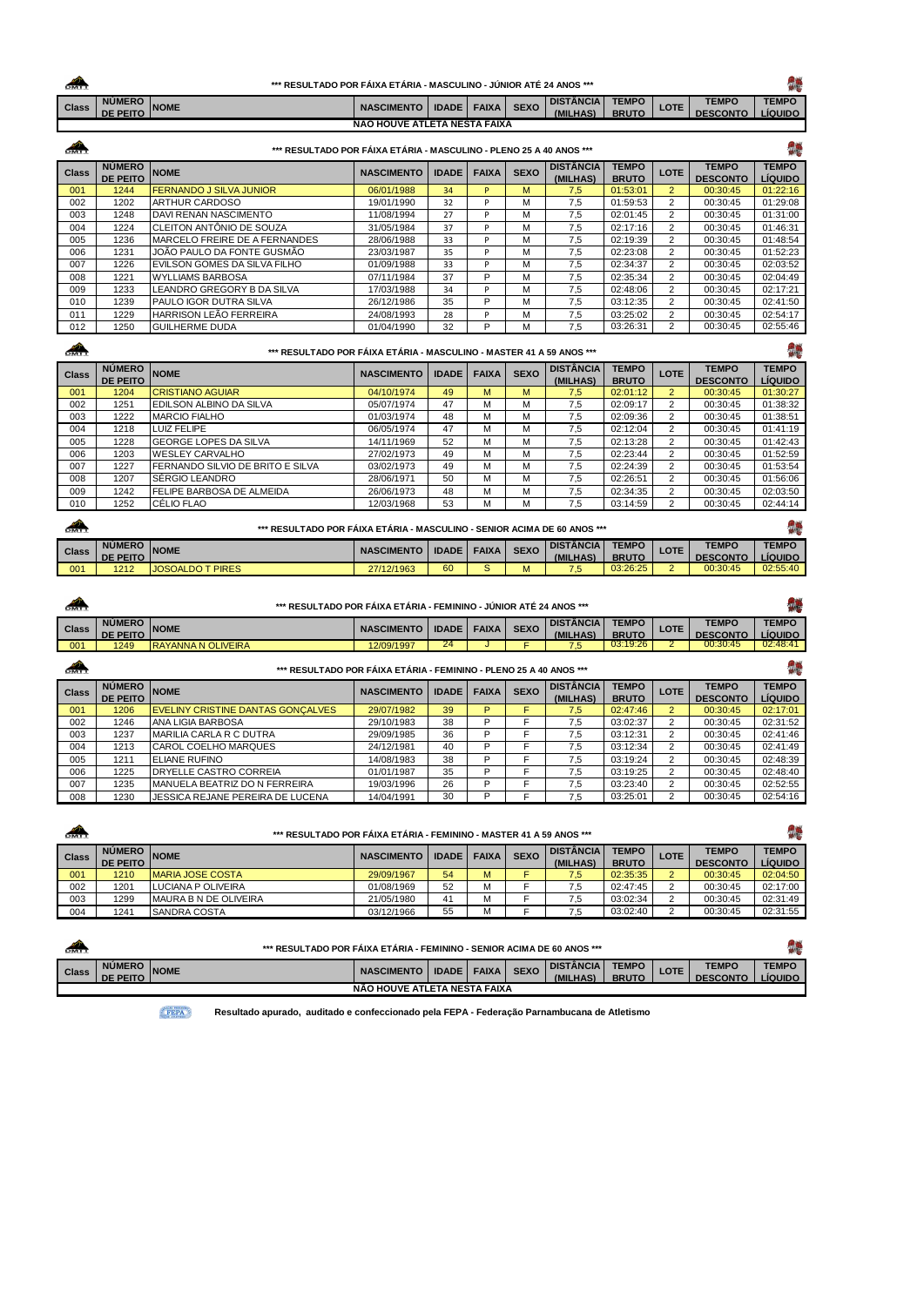### *** RESULTADO POR FÁIXA ETÁRIA - MASCULINO - JÚNIOR ATÉ 24 ANOS ***

| Class | NÚMERO DE PEITO | NOME | NASCIMENTO | IDADE | FAIXA | SEXO | DISTÂNCIA (MILHAS) | TEMPO BRUTO | LOTE | TEMPO DESCONTO | TEMPO LÍQUIDO |
|---|---|---|---|---|---|---|---|---|---|---|---|
| NÃO HOUVE ATLETA NESTA FAIXA | | | | | | | | | | | |

### *** RESULTADO POR FÁIXA ETÁRIA - MASCULINO - PLENO 25 A 40 ANOS ***

| Class | NÚMERO DE PEITO | NOME | NASCIMENTO | IDADE | FAIXA | SEXO | DISTÂNCIA (MILHAS) | TEMPO BRUTO | LOTE | TEMPO DESCONTO | TEMPO LÍQUIDO |
|---|---|---|---|---|---|---|---|---|---|---|---|
| 001 | 1244 | FERNANDO J SILVA JUNIOR | 06/01/1988 | 34 | P | M | 7,5 | 01:53:01 | 2 | 00:30:45 | 01:22:16 |
| 002 | 1202 | ARTHUR CARDOSO | 19/01/1990 | 32 | P | M | 7,5 | 01:59:53 | 2 | 00:30:45 | 01:29:08 |
| 003 | 1248 | DAVI RENAN NASCIMENTO | 11/08/1994 | 27 | P | M | 7,5 | 02:01:45 | 2 | 00:30:45 | 01:31:00 |
| 004 | 1224 | CLEITON ANTÔNIO DE SOUZA | 31/05/1984 | 37 | P | M | 7,5 | 02:17:16 | 2 | 00:30:45 | 01:46:31 |
| 005 | 1236 | MARCELO FREIRE DE A FERNANDES | 28/06/1988 | 33 | P | M | 7,5 | 02:19:39 | 2 | 00:30:45 | 01:48:54 |
| 006 | 1231 | JOÃO PAULO DA FONTE GUSMÃO | 23/03/1987 | 35 | P | M | 7,5 | 02:23:08 | 2 | 00:30:45 | 01:52:23 |
| 007 | 1226 | EVILSON GOMES DA SILVA FILHO | 01/09/1988 | 33 | P | M | 7,5 | 02:34:37 | 2 | 00:30:45 | 02:03:52 |
| 008 | 1221 | WYLLIAMS BARBOSA | 07/11/1984 | 37 | P | M | 7,5 | 02:35:34 | 2 | 00:30:45 | 02:04:49 |
| 009 | 1233 | LEANDRO GREGORY B DA SILVA | 17/03/1988 | 34 | P | M | 7,5 | 02:48:06 | 2 | 00:30:45 | 02:17:21 |
| 010 | 1239 | PAULO IGOR DUTRA SILVA | 26/12/1986 | 35 | P | M | 7,5 | 03:12:35 | 2 | 00:30:45 | 02:41:50 |
| 011 | 1229 | HARRISON LEÃO FERREIRA | 24/08/1993 | 28 | P | M | 7,5 | 03:25:02 | 2 | 00:30:45 | 02:54:17 |
| 012 | 1250 | GUILHERME DUDA | 01/04/1990 | 32 | P | M | 7,5 | 03:26:31 | 2 | 00:30:45 | 02:55:46 |

### *** RESULTADO POR FÁIXA ETÁRIA - MASCULINO - MASTER 41 A 59 ANOS ***

| Class | NÚMERO DE PEITO | NOME | NASCIMENTO | IDADE | FAIXA | SEXO | DISTÂNCIA (MILHAS) | TEMPO BRUTO | LOTE | TEMPO DESCONTO | TEMPO LÍQUIDO |
|---|---|---|---|---|---|---|---|---|---|---|---|
| 001 | 1204 | CRISTIANO AGUIAR | 04/10/1974 | 49 | M | M | 7,5 | 02:01:12 | 2 | 00:30:45 | 01:30:27 |
| 002 | 1251 | EDILSON ALBINO DA SILVA | 05/07/1974 | 47 | M | M | 7,5 | 02:09:17 | 2 | 00:30:45 | 01:38:32 |
| 003 | 1222 | MARCIO FIALHO | 01/03/1974 | 48 | M | M | 7,5 | 02:09:36 | 2 | 00:30:45 | 01:38:51 |
| 004 | 1218 | LUIZ FELIPE | 06/05/1974 | 47 | M | M | 7,5 | 02:12:04 | 2 | 00:30:45 | 01:41:19 |
| 005 | 1228 | GEORGE LOPES DA SILVA | 14/11/1969 | 52 | M | M | 7,5 | 02:13:28 | 2 | 00:30:45 | 01:42:43 |
| 006 | 1203 | WESLEY CARVALHO | 27/02/1973 | 49 | M | M | 7,5 | 02:23:44 | 2 | 00:30:45 | 01:52:59 |
| 007 | 1227 | FERNANDO SILVIO DE BRITO E SILVA | 03/02/1973 | 49 | M | M | 7,5 | 02:24:39 | 2 | 00:30:45 | 01:53:54 |
| 008 | 1207 | SÉRGIO LEANDRO | 28/06/1971 | 50 | M | M | 7,5 | 02:26:51 | 2 | 00:30:45 | 01:56:06 |
| 009 | 1242 | FELIPE BARBOSA DE ALMEIDA | 26/06/1973 | 48 | M | M | 7,5 | 02:34:35 | 2 | 00:30:45 | 02:03:50 |
| 010 | 1252 | CÉLIO FLAO | 12/03/1968 | 53 | M | M | 7,5 | 03:14:59 | 2 | 00:30:45 | 02:44:14 |

### *** RESULTADO POR FÁIXA ETÁRIA - MASCULINO - SENIOR ACIMA DE 60 ANOS ***

| Class | NÚMERO DE PEITO | NOME | NASCIMENTO | IDADE | FAIXA | SEXO | DISTÂNCIA (MILHAS) | TEMPO BRUTO | LOTE | TEMPO DESCONTO | TEMPO LÍQUIDO |
|---|---|---|---|---|---|---|---|---|---|---|---|
| 001 | 1212 | JOSOALDO T PIRES | 27/12/1963 | 60 | S | M | 7,5 | 03:26:25 | 2 | 00:30:45 | 02:55:40 |

### *** RESULTADO POR FÁIXA ETÁRIA - FEMININO - JÚNIOR ATÉ 24 ANOS ***

| Class | NÚMERO DE PEITO | NOME | NASCIMENTO | IDADE | FAIXA | SEXO | DISTÂNCIA (MILHAS) | TEMPO BRUTO | LOTE | TEMPO DESCONTO | TEMPO LÍQUIDO |
|---|---|---|---|---|---|---|---|---|---|---|---|
| 001 | 1249 | RAYANNA N OLIVEIRA | 12/09/1997 | 24 | J | F | 7,5 | 03:19:26 | 2 | 00:30:45 | 02:48:41 |

### *** RESULTADO POR FÁIXA ETÁRIA - FEMININO - PLENO 25 A 40 ANOS ***

| Class | NÚMERO DE PEITO | NOME | NASCIMENTO | IDADE | FAIXA | SEXO | DISTÂNCIA (MILHAS) | TEMPO BRUTO | LOTE | TEMPO DESCONTO | TEMPO LÍQUIDO |
|---|---|---|---|---|---|---|---|---|---|---|---|
| 001 | 1206 | EVELINY CRISTINE DANTAS GONÇALVES | 29/07/1982 | 39 | P | F | 7,5 | 02:47:46 | 2 | 00:30:45 | 02:17:01 |
| 002 | 1246 | ANA LIGIA BARBOSA | 29/10/1983 | 38 | P | F | 7,5 | 03:02:37 | 2 | 00:30:45 | 02:31:52 |
| 003 | 1237 | MARILIA CARLA R C DUTRA | 29/09/1985 | 36 | P | F | 7,5 | 03:12:31 | 2 | 00:30:45 | 02:41:46 |
| 004 | 1213 | CAROL COELHO MARQUES | 24/12/1981 | 40 | P | F | 7,5 | 03:12:34 | 2 | 00:30:45 | 02:41:49 |
| 005 | 1211 | ELIANE RUFINO | 14/08/1983 | 38 | P | F | 7,5 | 03:19:24 | 2 | 00:30:45 | 02:48:39 |
| 006 | 1225 | DRYELLE CASTRO CORREIA | 01/01/1987 | 35 | P | F | 7,5 | 03:19:25 | 2 | 00:30:45 | 02:48:40 |
| 007 | 1235 | MANUELA BEATRIZ DO N FERREIRA | 19/03/1996 | 26 | P | F | 7,5 | 03:23:40 | 2 | 00:30:45 | 02:52:55 |
| 008 | 1230 | JESSICA REJANE PEREIRA DE LUCENA | 14/04/1991 | 30 | P | F | 7,5 | 03:25:01 | 2 | 00:30:45 | 02:54:16 |

### *** RESULTADO POR FÁIXA ETÁRIA - FEMININO - MASTER 41 A 59 ANOS ***

| Class | NÚMERO DE PEITO | NOME | NASCIMENTO | IDADE | FAIXA | SEXO | DISTÂNCIA (MILHAS) | TEMPO BRUTO | LOTE | TEMPO DESCONTO | TEMPO LÍQUIDO |
|---|---|---|---|---|---|---|---|---|---|---|---|
| 001 | 1210 | MARIA JOSE COSTA | 29/09/1967 | 54 | M | F | 7,5 | 02:35:35 | 2 | 00:30:45 | 02:04:50 |
| 002 | 1201 | LUCIANA P OLIVEIRA | 01/08/1969 | 52 | M | F | 7,5 | 02:47:45 | 2 | 00:30:45 | 02:17:00 |
| 003 | 1299 | MAURA B N DE OLIVEIRA | 21/05/1980 | 41 | M | F | 7,5 | 03:02:34 | 2 | 00:30:45 | 02:31:49 |
| 004 | 1241 | SANDRA COSTA | 03/12/1966 | 55 | M | F | 7,5 | 03:02:40 | 2 | 00:30:45 | 02:31:55 |

### *** RESULTADO POR FÁIXA ETÁRIA - FEMININO - SENIOR ACIMA DE 60 ANOS ***

| Class | NÚMERO DE PEITO | NOME | NASCIMENTO | IDADE | FAIXA | SEXO | DISTÂNCIA (MILHAS) | TEMPO BRUTO | LOTE | TEMPO DESCONTO | TEMPO LÍQUIDO |
|---|---|---|---|---|---|---|---|---|---|---|---|
| NÃO HOUVE ATLETA NESTA FAIXA | | | | | | | | | | | |

**Resultado apurado, auditado e confeccionado pela FEPA - Federação Parnambucana de Atletismo**